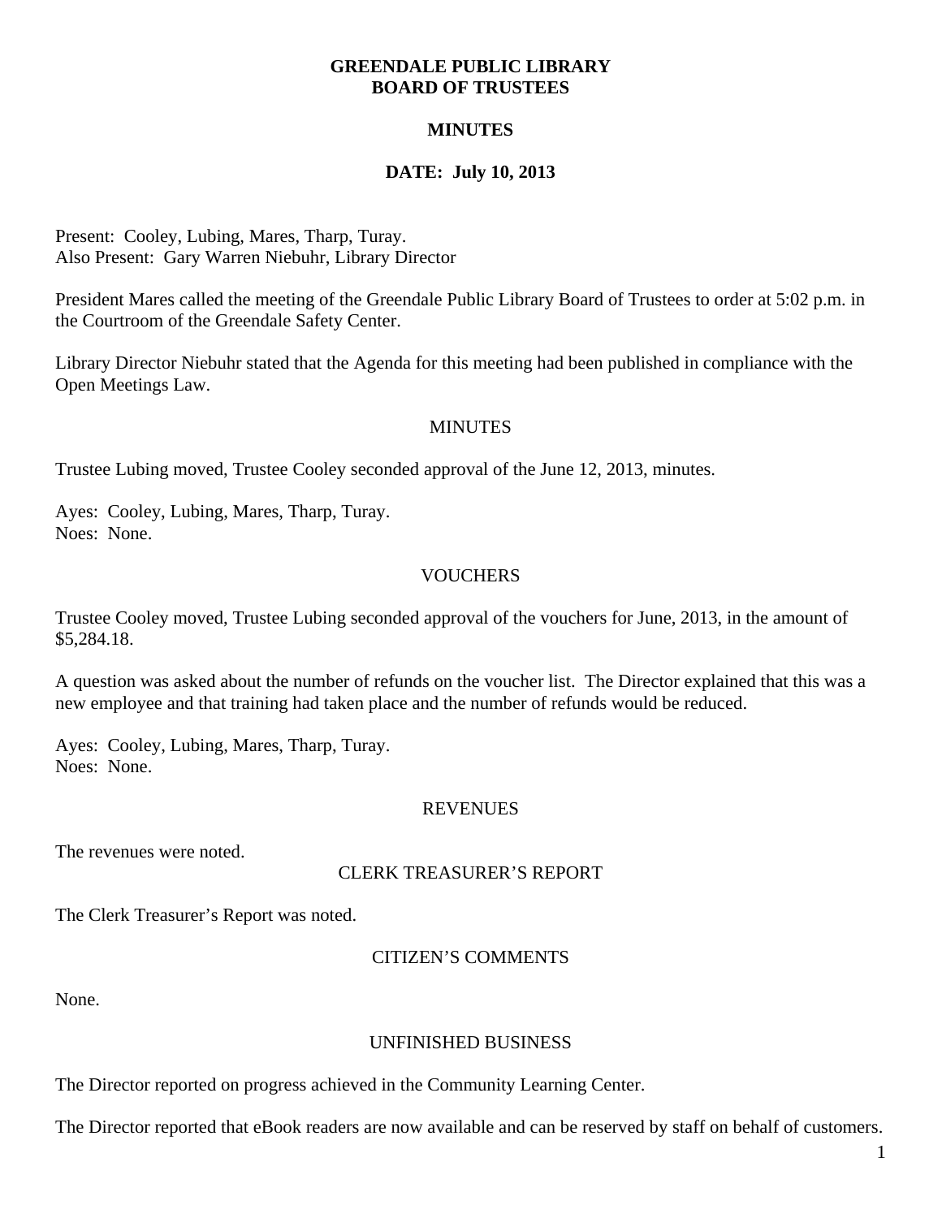# GREENDALE PUBLIC LIBRARY
# BOARD OF TRUSTEES

## MINUTES

## DATE: July 10, 2013

Present: Cooley, Lubing, Mares, Tharp, Turay.
Also Present: Gary Warren Niebuhr, Library Director

President Mares called the meeting of the Greendale Public Library Board of Trustees to order at 5:02 p.m. in the Courtroom of the Greendale Safety Center.

Library Director Niebuhr stated that the Agenda for this meeting had been published in compliance with the Open Meetings Law.

### MINUTES

Trustee Lubing moved, Trustee Cooley seconded approval of the June 12, 2013, minutes.

Ayes: Cooley, Lubing, Mares, Tharp, Turay.
Noes: None.

### VOUCHERS

Trustee Cooley moved, Trustee Lubing seconded approval of the vouchers for June, 2013, in the amount of $5,284.18.

A question was asked about the number of refunds on the voucher list. The Director explained that this was a new employee and that training had taken place and the number of refunds would be reduced.

Ayes: Cooley, Lubing, Mares, Tharp, Turay.
Noes: None.

### REVENUES

The revenues were noted.

### CLERK TREASURER'S REPORT

The Clerk Treasurer's Report was noted.

### CITIZEN'S COMMENTS

None.

### UNFINISHED BUSINESS

The Director reported on progress achieved in the Community Learning Center.

The Director reported that eBook readers are now available and can be reserved by staff on behalf of customers.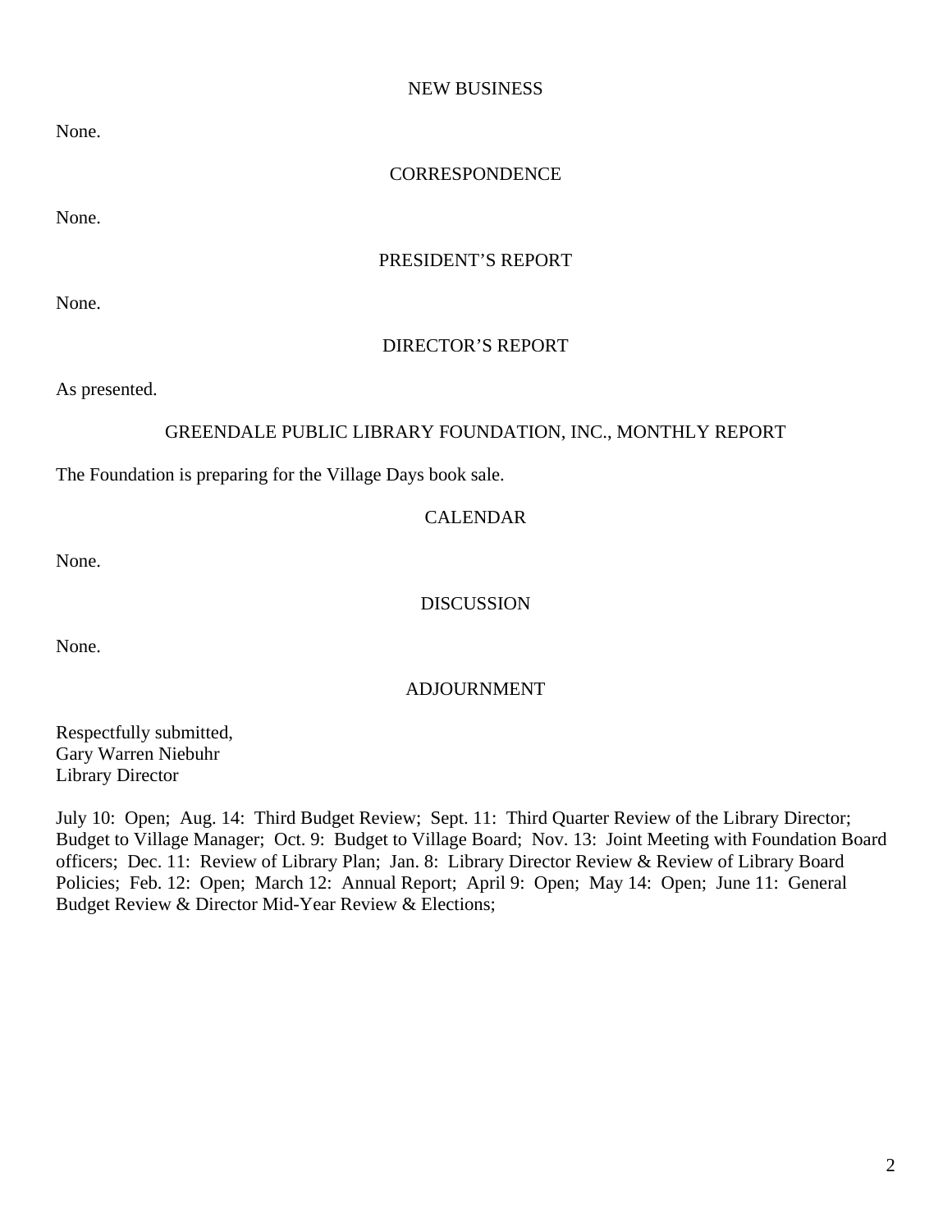## NEW BUSINESS

None.

## CORRESPONDENCE

None.

## PRESIDENT'S REPORT

None.

## DIRECTOR'S REPORT

As presented.

## GREENDALE PUBLIC LIBRARY FOUNDATION, INC., MONTHLY REPORT

The Foundation is preparing for the Village Days book sale.

## CALENDAR

None.

## DISCUSSION

None.

## ADJOURNMENT

Respectfully submitted,
Gary Warren Niebuhr
Library Director

July 10: Open; Aug. 14: Third Budget Review; Sept. 11: Third Quarter Review of the Library Director; Budget to Village Manager; Oct. 9: Budget to Village Board; Nov. 13: Joint Meeting with Foundation Board officers; Dec. 11: Review of Library Plan; Jan. 8: Library Director Review & Review of Library Board Policies; Feb. 12: Open; March 12: Annual Report; April 9: Open; May 14: Open; June 11: General Budget Review & Director Mid-Year Review & Elections;